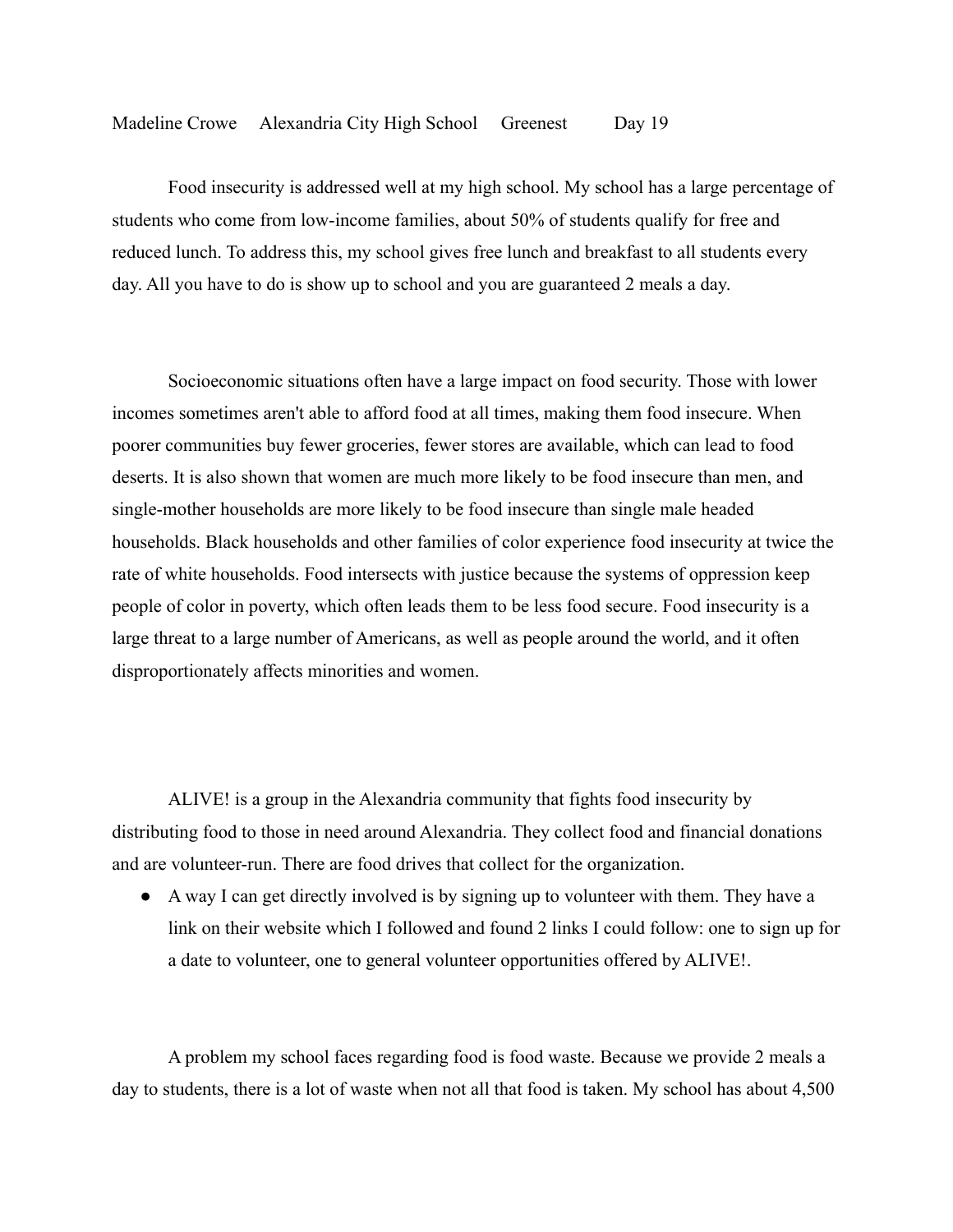Madeline Crowe Alexandria City High School Greenest Day 19

Food insecurity is addressed well at my high school. My school has a large percentage of students who come from low-income families, about 50% of students qualify for free and reduced lunch. To address this, my school gives free lunch and breakfast to all students every day. All you have to do is show up to school and you are guaranteed 2 meals a day.

Socioeconomic situations often have a large impact on food security. Those with lower incomes sometimes aren't able to afford food at all times, making them food insecure. When poorer communities buy fewer groceries, fewer stores are available, which can lead to food deserts. It is also shown that women are much more likely to be food insecure than men, and single-mother households are more likely to be food insecure than single male headed households. Black households and other families of color experience food insecurity at twice the rate of white households. Food intersects with justice because the systems of oppression keep people of color in poverty, which often leads them to be less food secure. Food insecurity is a large threat to a large number of Americans, as well as people around the world, and it often disproportionately affects minorities and women.

ALIVE! is a group in the Alexandria community that fights food insecurity by distributing food to those in need around Alexandria. They collect food and financial donations and are volunteer-run. There are food drives that collect for the organization.

- A way I can get directly involved is by signing up to volunteer with them. They have a link on their website which I followed and found 2 links I could follow: one to sign up for a date to volunteer, one to general volunteer opportunities offered by ALIVE!.

A problem my school faces regarding food is food waste. Because we provide 2 meals a day to students, there is a lot of waste when not all that food is taken. My school has about 4,500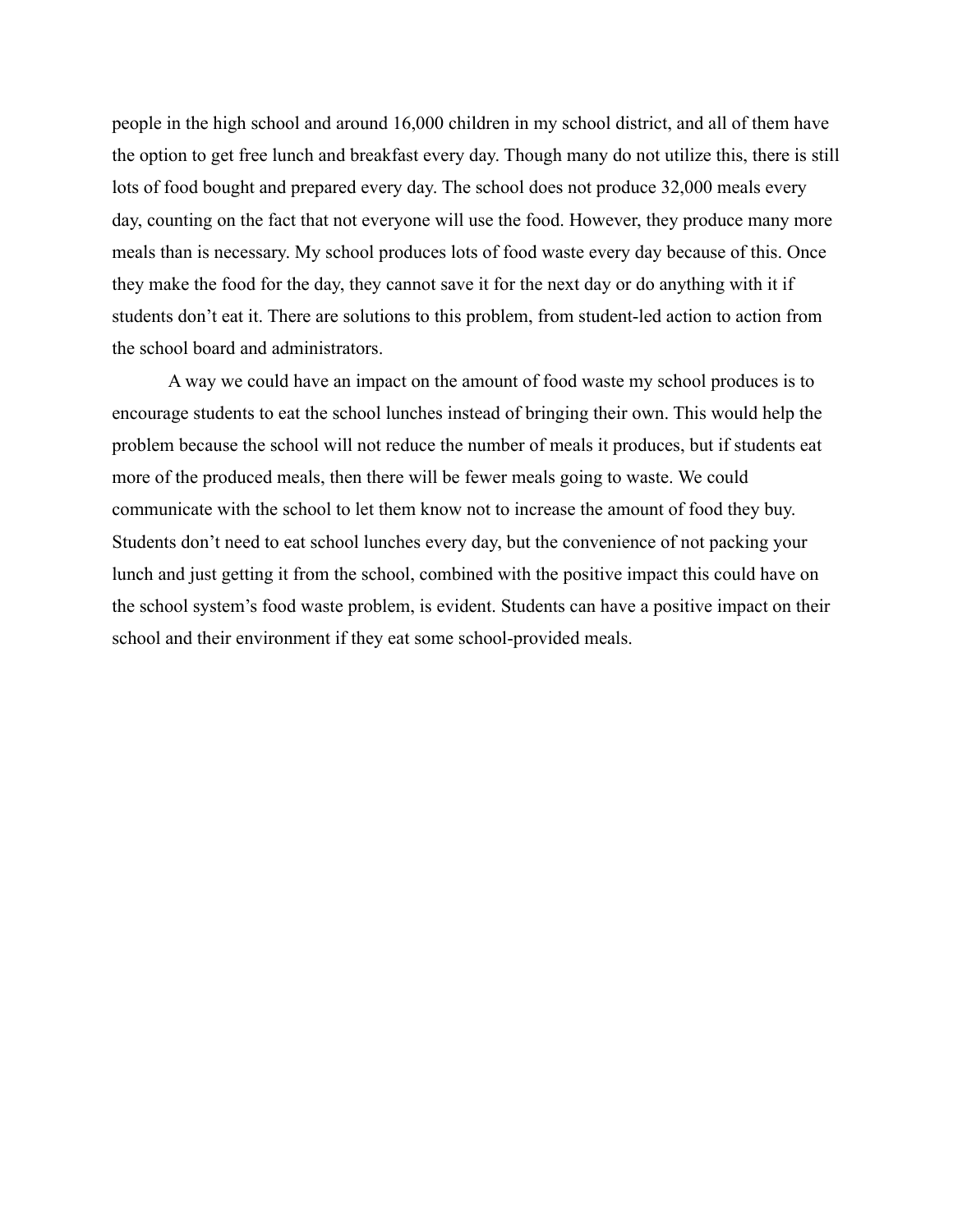people in the high school and around 16,000 children in my school district, and all of them have the option to get free lunch and breakfast every day. Though many do not utilize this, there is still lots of food bought and prepared every day. The school does not produce 32,000 meals every day, counting on the fact that not everyone will use the food. However, they produce many more meals than is necessary. My school produces lots of food waste every day because of this. Once they make the food for the day, they cannot save it for the next day or do anything with it if students don't eat it. There are solutions to this problem, from student-led action to action from the school board and administrators.

A way we could have an impact on the amount of food waste my school produces is to encourage students to eat the school lunches instead of bringing their own. This would help the problem because the school will not reduce the number of meals it produces, but if students eat more of the produced meals, then there will be fewer meals going to waste. We could communicate with the school to let them know not to increase the amount of food they buy. Students don't need to eat school lunches every day, but the convenience of not packing your lunch and just getting it from the school, combined with the positive impact this could have on the school system's food waste problem, is evident. Students can have a positive impact on their school and their environment if they eat some school-provided meals.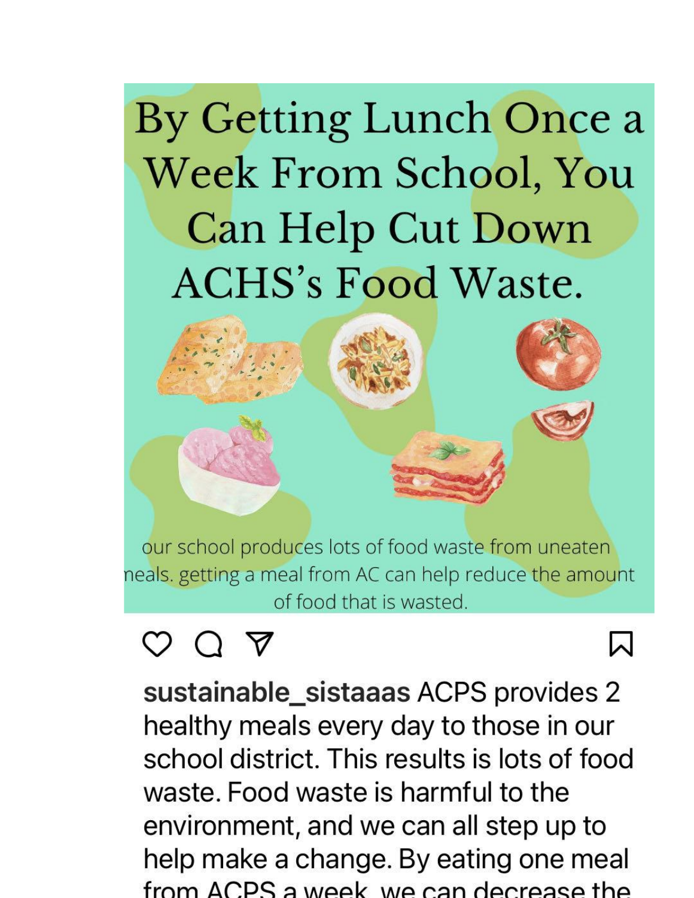# By Getting Lunch Once a Week From School, You Can Help Cut Down ACHS's Food Waste.

our school produces lots of food waste from uneaten meals. getting a meal from AC can help reduce the amount of food that is wasted.

**sustainable_sistaaas** ACPS provides 2 healthy meals every day to those in our school district. This results is lots of food waste. Food waste is harmful to the environment, and we can all step up to help make a change. By eating one meal from ACPS a week, we can decrease the